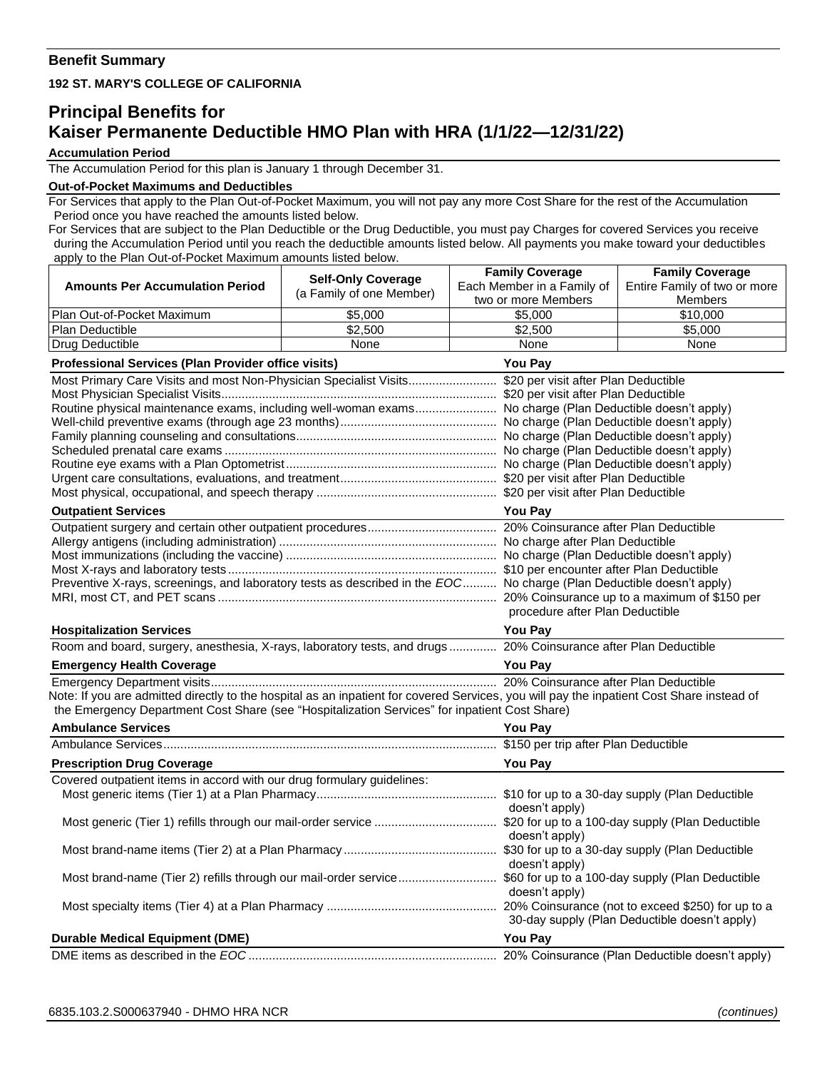## Benefit Summary

**192 ST. MARY'S COLLEGE OF CALIFORNIA**

# Principal Benefits for Kaiser Permanente Deductible HMO Plan with HRA (1/1/22—12/31/22)

**Accumulation Period**

The Accumulation Period for this plan is January 1 through December 31.

**Out-of-Pocket Maximums and Deductibles**

For Services that apply to the Plan Out-of-Pocket Maximum, you will not pay any more Cost Share for the rest of the Accumulation Period once you have reached the amounts listed below.

For Services that are subject to the Plan Deductible or the Drug Deductible, you must pay Charges for covered Services you receive during the Accumulation Period until you reach the deductible amounts listed below. All payments you make toward your deductibles apply to the Plan Out-of-Pocket Maximum amounts listed below.

| Amounts Per Accumulation Period | Self-Only Coverage (a Family of one Member) | Family Coverage Each Member in a Family of two or more Members | Family Coverage Entire Family of two or more Members |
|---|---|---|---|
| Plan Out-of-Pocket Maximum | $5,000 | $5,000 | $10,000 |
| Plan Deductible | $2,500 | $2,500 | $5,000 |
| Drug Deductible | None | None | None |

| Professional Services (Plan Provider office visits) | You Pay |
|---|---|
| Most Primary Care Visits and most Non-Physician Specialist Visits | $20 per visit after Plan Deductible |
| Most Physician Specialist Visits | $20 per visit after Plan Deductible |
| Routine physical maintenance exams, including well-woman exams | No charge (Plan Deductible doesn't apply) |
| Well-child preventive exams (through age 23 months) | No charge (Plan Deductible doesn't apply) |
| Family planning counseling and consultations | No charge (Plan Deductible doesn't apply) |
| Scheduled prenatal care exams | No charge (Plan Deductible doesn't apply) |
| Routine eye exams with a Plan Optometrist | No charge (Plan Deductible doesn't apply) |
| Urgent care consultations, evaluations, and treatment | $20 per visit after Plan Deductible |
| Most physical, occupational, and speech therapy | $20 per visit after Plan Deductible |

| Outpatient Services | You Pay |
|---|---|
| Outpatient surgery and certain other outpatient procedures | 20% Coinsurance after Plan Deductible |
| Allergy antigens (including administration) | No charge after Plan Deductible |
| Most immunizations (including the vaccine) | No charge (Plan Deductible doesn't apply) |
| Most X-rays and laboratory tests | $10 per encounter after Plan Deductible |
| Preventive X-rays, screenings, and laboratory tests as described in the *EOC* | No charge (Plan Deductible doesn't apply) |
| MRI, most CT, and PET scans | 20% Coinsurance up to a maximum of $150 per procedure after Plan Deductible |

| Hospitalization Services | You Pay |
|---|---|
| Room and board, surgery, anesthesia, X-rays, laboratory tests, and drugs | 20% Coinsurance after Plan Deductible |

| Emergency Health Coverage | You Pay |
|---|---|
| Emergency Department visits | 20% Coinsurance after Plan Deductible |

Note: If you are admitted directly to the hospital as an inpatient for covered Services, you will pay the inpatient Cost Share instead of the Emergency Department Cost Share (see "Hospitalization Services" for inpatient Cost Share)

| Ambulance Services | You Pay |
|---|---|
| Ambulance Services | $150 per trip after Plan Deductible |

| Prescription Drug Coverage | You Pay |
|---|---|
| Covered outpatient items in accord with our drug formulary guidelines: | |
| Most generic items (Tier 1) at a Plan Pharmacy | $10 for up to a 30-day supply (Plan Deductible doesn't apply) |
| Most generic (Tier 1) refills through our mail-order service | $20 for up to a 100-day supply (Plan Deductible doesn't apply) |
| Most brand-name items (Tier 2) at a Plan Pharmacy | $30 for up to a 30-day supply (Plan Deductible doesn't apply) |
| Most brand-name (Tier 2) refills through our mail-order service | $60 for up to a 100-day supply (Plan Deductible doesn't apply) |
| Most specialty items (Tier 4) at a Plan Pharmacy | 20% Coinsurance (not to exceed $250) for up to a 30-day supply (Plan Deductible doesn't apply) |

| Durable Medical Equipment (DME) | You Pay |
|---|---|
| DME items as described in the *EOC* | 20% Coinsurance (Plan Deductible doesn't apply) |

6835.103.2.S000637940 - DHMO HRA NCR

*(continues)*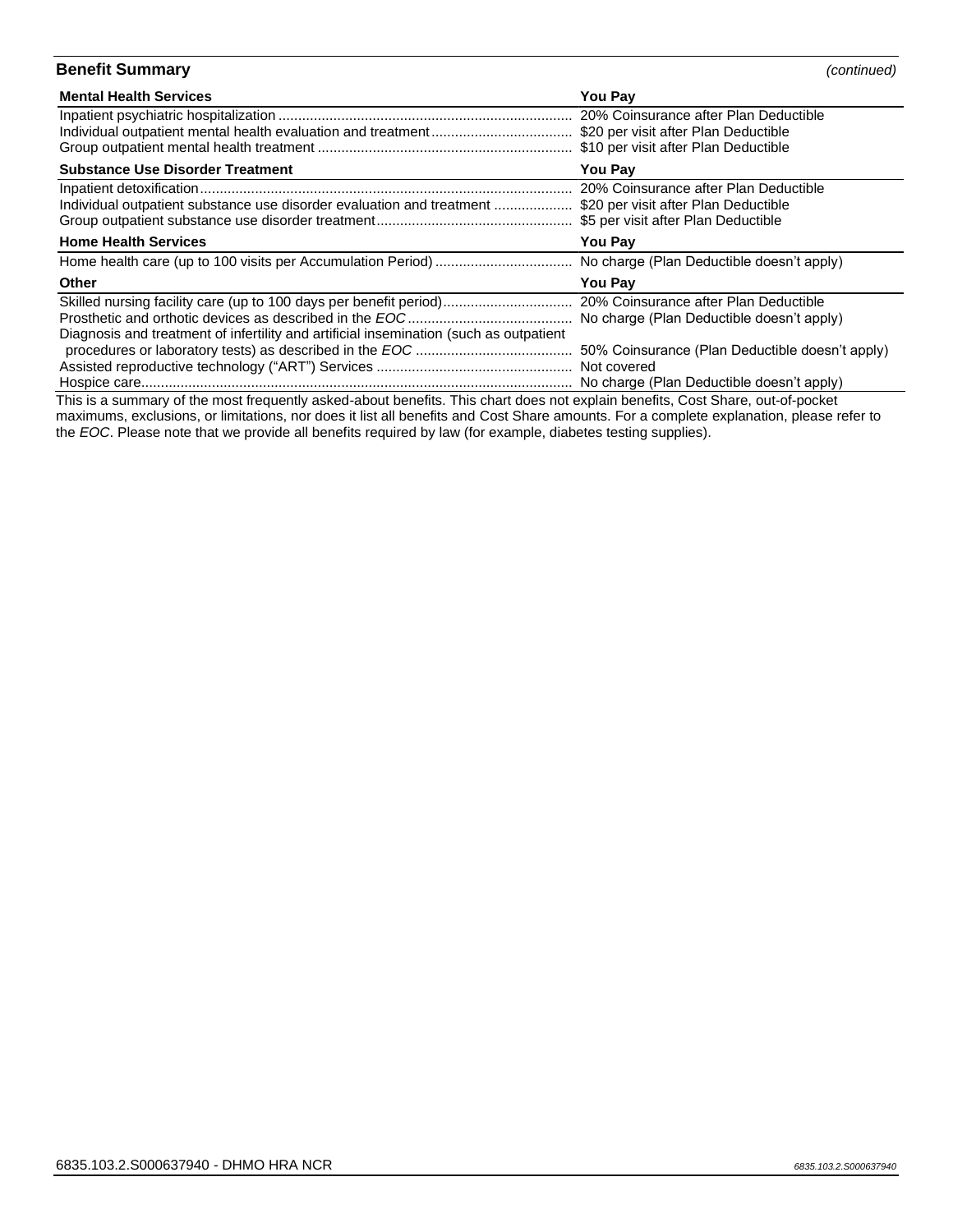## Benefit Summary *(continued)*

| Mental Health Services | You Pay |
| --- | --- |
| Inpatient psychiatric hospitalization | 20% Coinsurance after Plan Deductible |
| Individual outpatient mental health evaluation and treatment | $20 per visit after Plan Deductible |
| Group outpatient mental health treatment | $10 per visit after Plan Deductible |

| Substance Use Disorder Treatment | You Pay |
| --- | --- |
| Inpatient detoxification | 20% Coinsurance after Plan Deductible |
| Individual outpatient substance use disorder evaluation and treatment | $20 per visit after Plan Deductible |
| Group outpatient substance use disorder treatment | $5 per visit after Plan Deductible |

| Home Health Services | You Pay |
| --- | --- |
| Home health care (up to 100 visits per Accumulation Period) | No charge (Plan Deductible doesn't apply) |

| Other | You Pay |
| --- | --- |
| Skilled nursing facility care (up to 100 days per benefit period) | 20% Coinsurance after Plan Deductible |
| Prosthetic and orthotic devices as described in the *EOC* | No charge (Plan Deductible doesn't apply) |
| Diagnosis and treatment of infertility and artificial insemination (such as outpatient procedures or laboratory tests) as described in the *EOC* | 50% Coinsurance (Plan Deductible doesn't apply) |
| Assisted reproductive technology ("ART") Services | Not covered |
| Hospice care | No charge (Plan Deductible doesn't apply) |

This is a summary of the most frequently asked-about benefits. This chart does not explain benefits, Cost Share, out-of-pocket maximums, exclusions, or limitations, nor does it list all benefits and Cost Share amounts. For a complete explanation, please refer to the *EOC*. Please note that we provide all benefits required by law (for example, diabetes testing supplies).